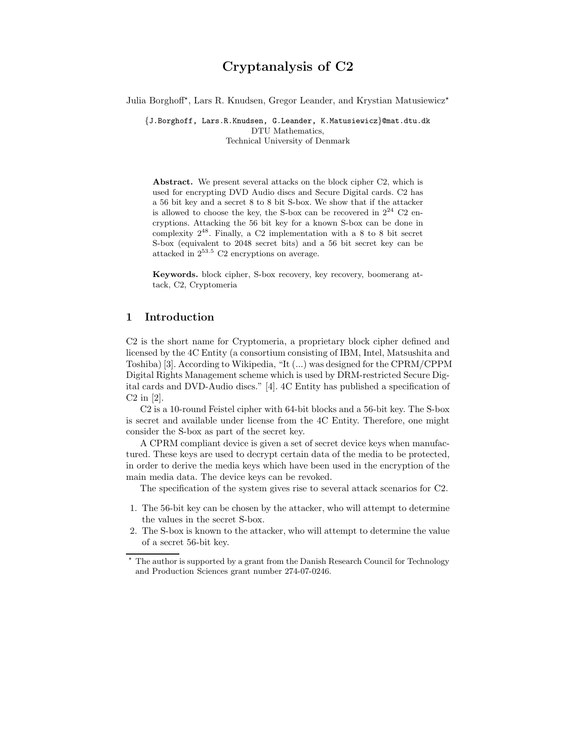# Cryptanalysis of C2

Julia Borghoff*, Lars R. Knudsen, Gregor Leander, and Krystian Matusiewicz*

{J.Borghoff, Lars.R.Knudsen, G.Leander, K.Matusiewicz}@mat.dtu.dk
DTU Mathematics,
Technical University of Denmark

**Abstract.** We present several attacks on the block cipher C2, which is used for encrypting DVD Audio discs and Secure Digital cards. C2 has a 56 bit key and a secret 8 to 8 bit S-box. We show that if the attacker is allowed to choose the key, the S-box can be recovered in $2^{24}$ C2 encryptions. Attacking the 56 bit key for a known S-box can be done in complexity $2^{48}$. Finally, a C2 implementation with a 8 to 8 bit secret S-box (equivalent to 2048 secret bits) and a 56 bit secret key can be attacked in $2^{53.5}$ C2 encryptions on average.

**Keywords.** block cipher, S-box recovery, key recovery, boomerang attack, C2, Cryptomeria

## 1 Introduction

C2 is the short name for Cryptomeria, a proprietary block cipher defined and licensed by the 4C Entity (a consortium consisting of IBM, Intel, Matsushita and Toshiba) [3]. According to Wikipedia, "It (...) was designed for the CPRM/CPPM Digital Rights Management scheme which is used by DRM-restricted Secure Digital cards and DVD-Audio discs." [4]. 4C Entity has published a specification of C2 in [2].

C2 is a 10-round Feistel cipher with 64-bit blocks and a 56-bit key. The S-box is secret and available under license from the 4C Entity. Therefore, one might consider the S-box as part of the secret key.

A CPRM compliant device is given a set of secret device keys when manufactured. These keys are used to decrypt certain data of the media to be protected, in order to derive the media keys which have been used in the encryption of the main media data. The device keys can be revoked.

The specification of the system gives rise to several attack scenarios for C2.

1. The 56-bit key can be chosen by the attacker, who will attempt to determine the values in the secret S-box.
2. The S-box is known to the attacker, who will attempt to determine the value of a secret 56-bit key.

* The author is supported by a grant from the Danish Research Council for Technology and Production Sciences grant number 274-07-0246.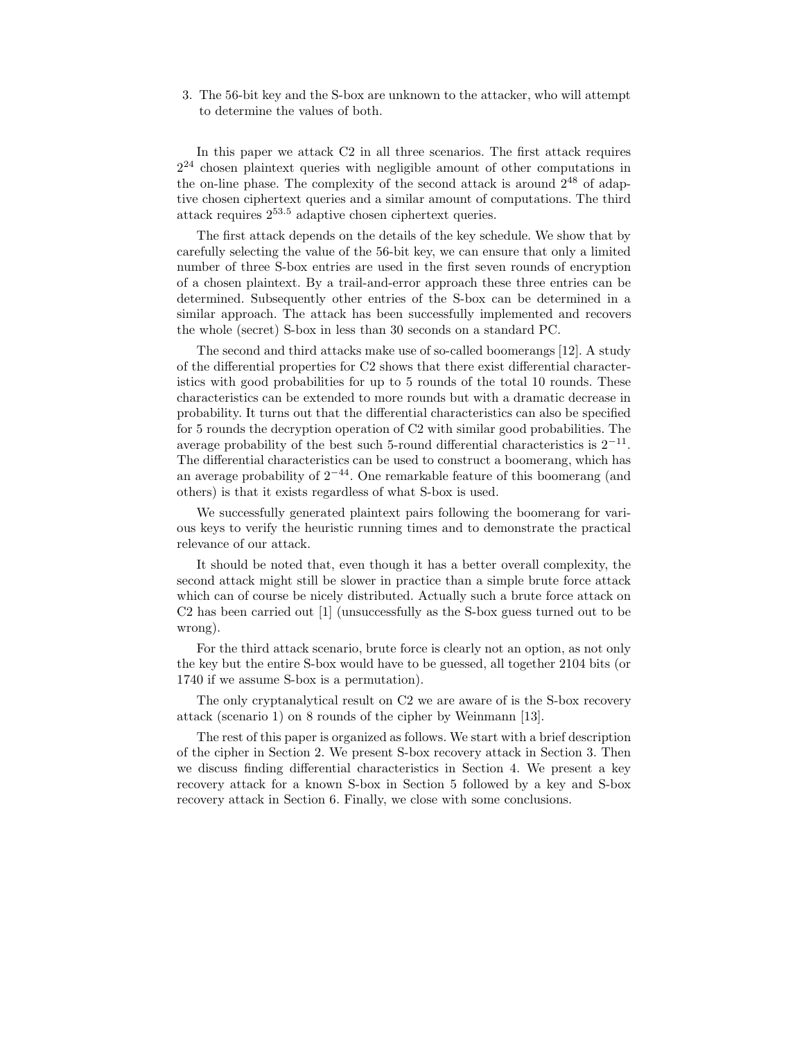3. The 56-bit key and the S-box are unknown to the attacker, who will attempt to determine the values of both.

In this paper we attack C2 in all three scenarios. The first attack requires $2^{24}$ chosen plaintext queries with negligible amount of other computations in the on-line phase. The complexity of the second attack is around $2^{48}$ of adaptive chosen ciphertext queries and a similar amount of computations. The third attack requires $2^{53.5}$ adaptive chosen ciphertext queries.

The first attack depends on the details of the key schedule. We show that by carefully selecting the value of the 56-bit key, we can ensure that only a limited number of three S-box entries are used in the first seven rounds of encryption of a chosen plaintext. By a trail-and-error approach these three entries can be determined. Subsequently other entries of the S-box can be determined in a similar approach. The attack has been successfully implemented and recovers the whole (secret) S-box in less than 30 seconds on a standard PC.

The second and third attacks make use of so-called boomerangs [12]. A study of the differential properties for C2 shows that there exist differential characteristics with good probabilities for up to 5 rounds of the total 10 rounds. These characteristics can be extended to more rounds but with a dramatic decrease in probability. It turns out that the differential characteristics can also be specified for 5 rounds the decryption operation of C2 with similar good probabilities. The average probability of the best such 5-round differential characteristics is $2^{-11}$. The differential characteristics can be used to construct a boomerang, which has an average probability of $2^{-44}$. One remarkable feature of this boomerang (and others) is that it exists regardless of what S-box is used.

We successfully generated plaintext pairs following the boomerang for various keys to verify the heuristic running times and to demonstrate the practical relevance of our attack.

It should be noted that, even though it has a better overall complexity, the second attack might still be slower in practice than a simple brute force attack which can of course be nicely distributed. Actually such a brute force attack on C2 has been carried out [1] (unsuccessfully as the S-box guess turned out to be wrong).

For the third attack scenario, brute force is clearly not an option, as not only the key but the entire S-box would have to be guessed, all together 2104 bits (or 1740 if we assume S-box is a permutation).

The only cryptanalytical result on C2 we are aware of is the S-box recovery attack (scenario 1) on 8 rounds of the cipher by Weinmann [13].

The rest of this paper is organized as follows. We start with a brief description of the cipher in Section 2. We present S-box recovery attack in Section 3. Then we discuss finding differential characteristics in Section 4. We present a key recovery attack for a known S-box in Section 5 followed by a key and S-box recovery attack in Section 6. Finally, we close with some conclusions.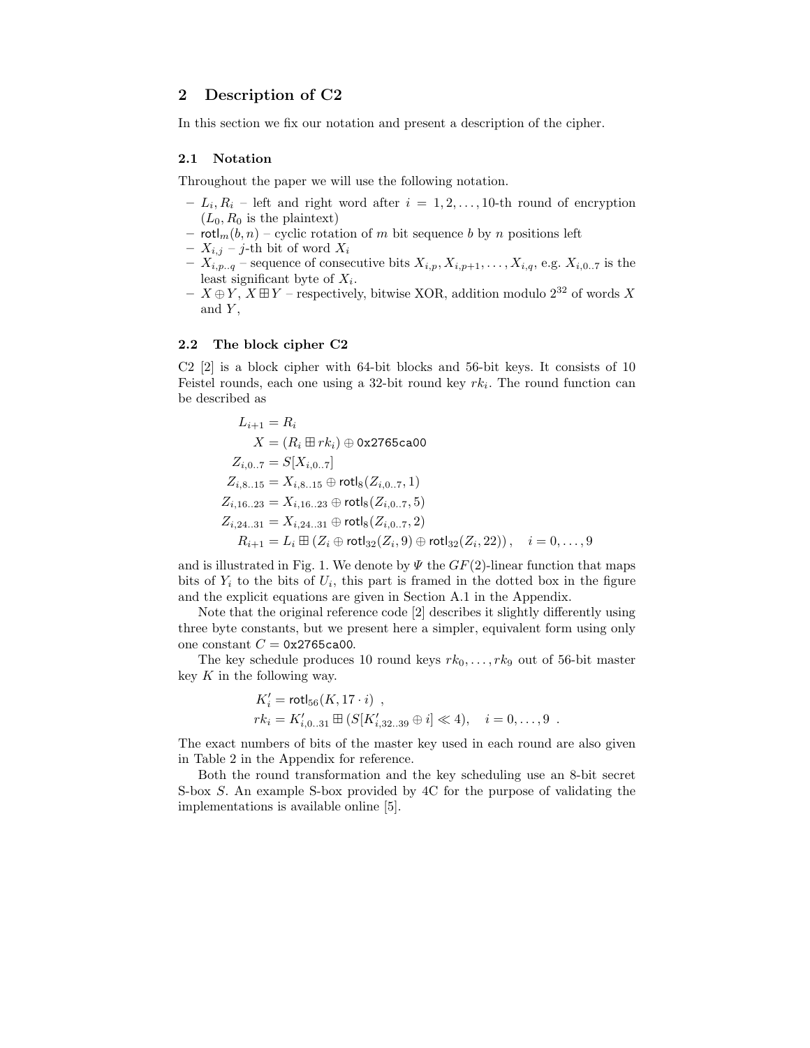## 2 Description of C2

In this section we fix our notation and present a description of the cipher.

### 2.1 Notation

Throughout the paper we will use the following notation.

- $L_i, R_i$ – left and right word after $i = 1, 2, \ldots, 10$-th round of encryption ($L_0, R_0$ is the plaintext)
- $\mathsf{rotl}_m(b, n)$ – cyclic rotation of $m$ bit sequence $b$ by $n$ positions left
- $X_{i,j}$ – $j$-th bit of word $X_i$
- $X_{i,p..q}$ – sequence of consecutive bits $X_{i,p}, X_{i,p+1}, \ldots, X_{i,q}$, e.g. $X_{i,0..7}$ is the least significant byte of $X_i$.
- $X \oplus Y$, $X \boxplus Y$ – respectively, bitwise XOR, addition modulo $2^{32}$ of words $X$ and $Y$,

### 2.2 The block cipher C2

C2 [2] is a block cipher with 64-bit blocks and 56-bit keys. It consists of 10 Feistel rounds, each one using a 32-bit round key $rk_i$. The round function can be described as

$$
\begin{aligned}
L_{i+1} &= R_i \\
X &= (R_i \boxplus rk_i) \oplus \mathtt{0x2765ca00} \\
Z_{i,0..7} &= S[X_{i,0..7}] \\
Z_{i,8..15} &= X_{i,8..15} \oplus \mathsf{rotl}_8(Z_{i,0..7}, 1) \\
Z_{i,16..23} &= X_{i,16..23} \oplus \mathsf{rotl}_8(Z_{i,0..7}, 5) \\
Z_{i,24..31} &= X_{i,24..31} \oplus \mathsf{rotl}_8(Z_{i,0..7}, 2) \\
R_{i+1} &= L_i \boxplus (Z_i \oplus \mathsf{rotl}_{32}(Z_i, 9) \oplus \mathsf{rotl}_{32}(Z_i, 22)), \quad i = 0, \ldots, 9
\end{aligned}
$$

and is illustrated in Fig. 1. We denote by $\Psi$ the $GF(2)$-linear function that maps bits of $Y_i$ to the bits of $U_i$, this part is framed in the dotted box in the figure and the explicit equations are given in Section A.1 in the Appendix.

Note that the original reference code [2] describes it slightly differently using three byte constants, but we present here a simpler, equivalent form using only one constant $C = \mathtt{0x2765ca00}$.

The key schedule produces 10 round keys $rk_0, \ldots, rk_9$ out of 56-bit master key $K$ in the following way.

$$
\begin{aligned}
K'_i &= \mathsf{rotl}_{56}(K, 17 \cdot i) \ , \\
rk_i &= K'_{i,0..31} \boxplus (S[K'_{i,32..39} \oplus i] \ll 4), \quad i = 0, \ldots, 9 \ .
\end{aligned}
$$

The exact numbers of bits of the master key used in each round are also given in Table 2 in the Appendix for reference.

Both the round transformation and the key scheduling use an 8-bit secret S-box $S$. An example S-box provided by 4C for the purpose of validating the implementations is available online [5].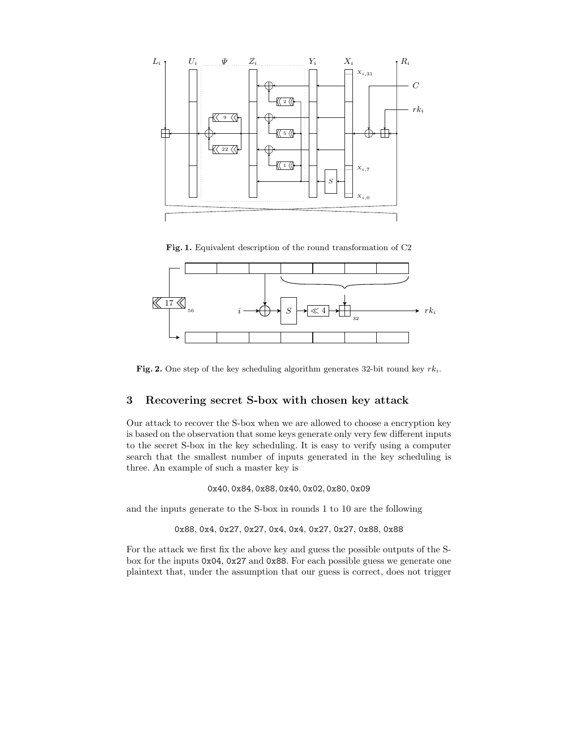**Fig. 1.** Equivalent description of the round transformation of C2

**Fig. 2.** One step of the key scheduling algorithm generates 32-bit round key $rk_i$.

## 3 Recovering secret S-box with chosen key attack

Our attack to recover the S-box when we are allowed to choose a encryption key is based on the observation that some keys generate only very few different inputs to the secret S-box in the key scheduling. It is easy to verify using a computer search that the smallest number of inputs generated in the key scheduling is three. An example of such a master key is

0x40, 0x84, 0x88, 0x40, 0x02, 0x80, 0x09

and the inputs generate to the S-box in rounds 1 to 10 are the following

0x88, 0x4, 0x27, 0x27, 0x4, 0x4, 0x27, 0x27, 0x88, 0x88

For the attack we first fix the above key and guess the possible outputs of the S-box for the inputs 0x04, 0x27 and 0x88. For each possible guess we generate one plaintext that, under the assumption that our guess is correct, does not trigger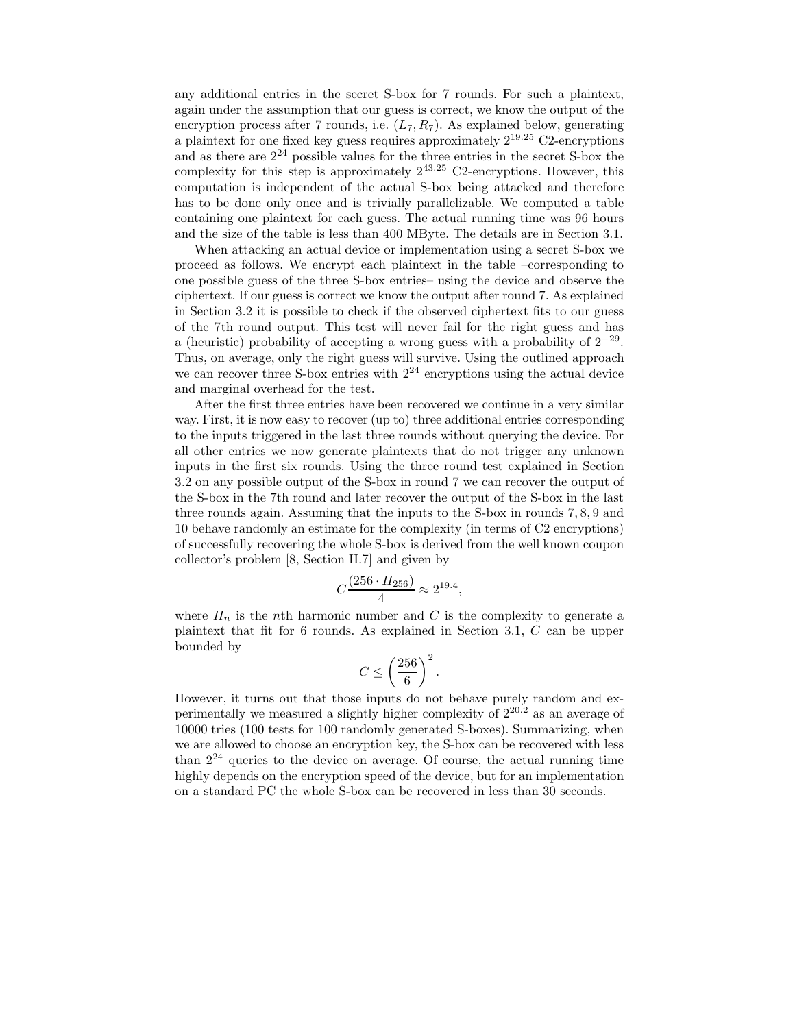any additional entries in the secret S-box for 7 rounds. For such a plaintext, again under the assumption that our guess is correct, we know the output of the encryption process after 7 rounds, i.e. $(L_7, R_7)$. As explained below, generating a plaintext for one fixed key guess requires approximately $2^{19.25}$ C2-encryptions and as there are $2^{24}$ possible values for the three entries in the secret S-box the complexity for this step is approximately $2^{43.25}$ C2-encryptions. However, this computation is independent of the actual S-box being attacked and therefore has to be done only once and is trivially parallelizable. We computed a table containing one plaintext for each guess. The actual running time was 96 hours and the size of the table is less than 400 MByte. The details are in Section 3.1.

When attacking an actual device or implementation using a secret S-box we proceed as follows. We encrypt each plaintext in the table –corresponding to one possible guess of the three S-box entries– using the device and observe the ciphertext. If our guess is correct we know the output after round 7. As explained in Section 3.2 it is possible to check if the observed ciphertext fits to our guess of the 7th round output. This test will never fail for the right guess and has a (heuristic) probability of accepting a wrong guess with a probability of $2^{-29}$. Thus, on average, only the right guess will survive. Using the outlined approach we can recover three S-box entries with $2^{24}$ encryptions using the actual device and marginal overhead for the test.

After the first three entries have been recovered we continue in a very similar way. First, it is now easy to recover (up to) three additional entries corresponding to the inputs triggered in the last three rounds without querying the device. For all other entries we now generate plaintexts that do not trigger any unknown inputs in the first six rounds. Using the three round test explained in Section 3.2 on any possible output of the S-box in round 7 we can recover the output of the S-box in the 7th round and later recover the output of the S-box in the last three rounds again. Assuming that the inputs to the S-box in rounds $7, 8, 9$ and $10$ behave randomly an estimate for the complexity (in terms of C2 encryptions) of successfully recovering the whole S-box is derived from the well known coupon collector's problem [8, Section II.7] and given by

$$C \frac{(256 \cdot H_{256})}{4} \approx 2^{19.4},$$

where $H_n$ is the $n$th harmonic number and $C$ is the complexity to generate a plaintext that fit for 6 rounds. As explained in Section 3.1, $C$ can be upper bounded by

$$C \leq \left( \frac{256}{6} \right)^2.$$

However, it turns out that those inputs do not behave purely random and experimentally we measured a slightly higher complexity of $2^{20.2}$ as an average of 10000 tries (100 tests for 100 randomly generated S-boxes). Summarizing, when we are allowed to choose an encryption key, the S-box can be recovered with less than $2^{24}$ queries to the device on average. Of course, the actual running time highly depends on the encryption speed of the device, but for an implementation on a standard PC the whole S-box can be recovered in less than 30 seconds.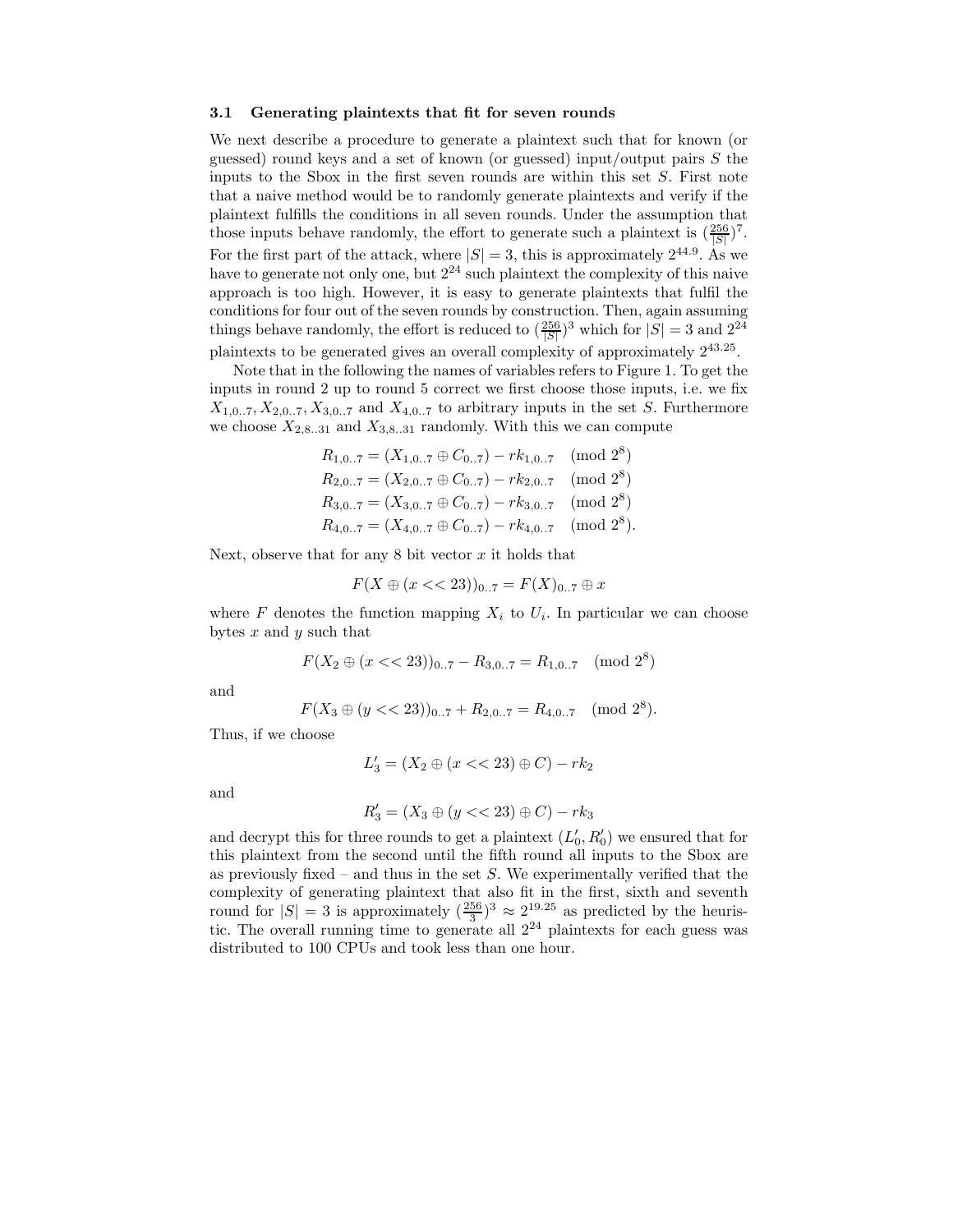### 3.1 Generating plaintexts that fit for seven rounds

We next describe a procedure to generate a plaintext such that for known (or guessed) round keys and a set of known (or guessed) input/output pairs $S$ the inputs to the Sbox in the first seven rounds are within this set $S$. First note that a naive method would be to randomly generate plaintexts and verify if the plaintext fulfills the conditions in all seven rounds. Under the assumption that those inputs behave randomly, the effort to generate such a plaintext is $(\frac{256}{|S|})^7$. For the first part of the attack, where $|S| = 3$, this is approximately $2^{44.9}$. As we have to generate not only one, but $2^{24}$ such plaintext the complexity of this naive approach is too high. However, it is easy to generate plaintexts that fulfil the conditions for four out of the seven rounds by construction. Then, again assuming things behave randomly, the effort is reduced to $(\frac{256}{|S|})^3$ which for $|S| = 3$ and $2^{24}$ plaintexts to be generated gives an overall complexity of approximately $2^{43.25}$.

Note that in the following the names of variables refers to Figure 1. To get the inputs in round 2 up to round 5 correct we first choose those inputs, i.e. we fix $X_{1,0..7}, X_{2,0..7}, X_{3,0..7}$ and $X_{4,0..7}$ to arbitrary inputs in the set $S$. Furthermore we choose $X_{2,8..31}$ and $X_{3,8..31}$ randomly. With this we can compute

$$
\begin{aligned}
R_{1,0..7} &= (X_{1,0..7} \oplus C_{0..7}) - rk_{1,0..7} \pmod{2^8} \\
R_{2,0..7} &= (X_{2,0..7} \oplus C_{0..7}) - rk_{2,0..7} \pmod{2^8} \\
R_{3,0..7} &= (X_{3,0..7} \oplus C_{0..7}) - rk_{3,0..7} \pmod{2^8} \\
R_{4,0..7} &= (X_{4,0..7} \oplus C_{0..7}) - rk_{4,0..7} \pmod{2^8}.
\end{aligned}
$$

Next, observe that for any 8 bit vector $x$ it holds that

$$F(X \oplus (x << 23))_{0..7} = F(X)_{0..7} \oplus x$$

where $F$ denotes the function mapping $X_i$ to $U_i$. In particular we can choose bytes $x$ and $y$ such that

$$F(X_2 \oplus (x << 23))_{0..7} - R_{3,0..7} = R_{1,0..7} \pmod{2^8}$$

and

$$F(X_3 \oplus (y << 23))_{0..7} + R_{2,0..7} = R_{4,0..7} \pmod{2^8}.$$

Thus, if we choose

$$L'_3 = (X_2 \oplus (x << 23) \oplus C) - rk_2$$

and

$$R'_3 = (X_3 \oplus (y << 23) \oplus C) - rk_3$$

and decrypt this for three rounds to get a plaintext $(L'_0, R'_0)$ we ensured that for this plaintext from the second until the fifth round all inputs to the Sbox are as previously fixed – and thus in the set $S$. We experimentally verified that the complexity of generating plaintext that also fit in the first, sixth and seventh round for $|S| = 3$ is approximately $(\frac{256}{3})^3 \approx 2^{19.25}$ as predicted by the heuristic. The overall running time to generate all $2^{24}$ plaintexts for each guess was distributed to 100 CPUs and took less than one hour.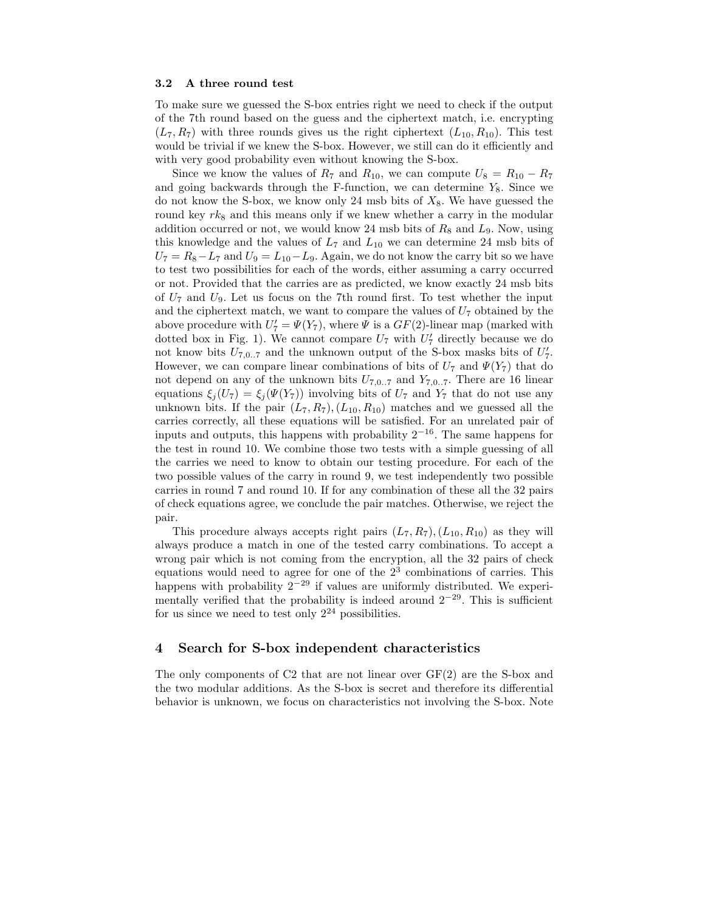### 3.2 A three round test

To make sure we guessed the S-box entries right we need to check if the output of the 7th round based on the guess and the ciphertext match, i.e. encrypting $(L_7, R_7)$ with three rounds gives us the right ciphertext $(L_{10}, R_{10})$. This test would be trivial if we knew the S-box. However, we still can do it efficiently and with very good probability even without knowing the S-box.

Since we know the values of $R_7$ and $R_{10}$, we can compute $U_8 = R_{10} - R_7$ and going backwards through the F-function, we can determine $Y_8$. Since we do not know the S-box, we know only 24 msb bits of $X_8$. We have guessed the round key $rk_8$ and this means only if we knew whether a carry in the modular addition occurred or not, we would know 24 msb bits of $R_8$ and $L_9$. Now, using this knowledge and the values of $L_7$ and $L_{10}$ we can determine 24 msb bits of $U_7 = R_8 - L_7$ and $U_9 = L_{10} - L_9$. Again, we do not know the carry bit so we have to test two possibilities for each of the words, either assuming a carry occurred or not. Provided that the carries are as predicted, we know exactly 24 msb bits of $U_7$ and $U_9$. Let us focus on the 7th round first. To test whether the input and the ciphertext match, we want to compare the values of $U_7$ obtained by the above procedure with $U_7' = \Psi(Y_7)$, where $\Psi$ is a $GF(2)$-linear map (marked with dotted box in Fig. 1). We cannot compare $U_7$ with $U_7'$ directly because we do not know bits $U_{7,0..7}$ and the unknown output of the S-box masks bits of $U_7'$. However, we can compare linear combinations of bits of $U_7$ and $\Psi(Y_7)$ that do not depend on any of the unknown bits $U_{7,0..7}$ and $Y_{7,0..7}$. There are 16 linear equations $\xi_j(U_7) = \xi_j(\Psi(Y_7))$ involving bits of $U_7$ and $Y_7$ that do not use any unknown bits. If the pair $(L_7, R_7), (L_{10}, R_{10})$ matches and we guessed all the carries correctly, all these equations will be satisfied. For an unrelated pair of inputs and outputs, this happens with probability $2^{-16}$. The same happens for the test in round 10. We combine those two tests with a simple guessing of all the carries we need to know to obtain our testing procedure. For each of the two possible values of the carry in round 9, we test independently two possible carries in round 7 and round 10. If for any combination of these all the 32 pairs of check equations agree, we conclude the pair matches. Otherwise, we reject the pair.

This procedure always accepts right pairs $(L_7, R_7), (L_{10}, R_{10})$ as they will always produce a match in one of the tested carry combinations. To accept a wrong pair which is not coming from the encryption, all the 32 pairs of check equations would need to agree for one of the $2^3$ combinations of carries. This happens with probability $2^{-29}$ if values are uniformly distributed. We experimentally verified that the probability is indeed around $2^{-29}$. This is sufficient for us since we need to test only $2^{24}$ possibilities.

## 4 Search for S-box independent characteristics

The only components of C2 that are not linear over GF(2) are the S-box and the two modular additions. As the S-box is secret and therefore its differential behavior is unknown, we focus on characteristics not involving the S-box. Note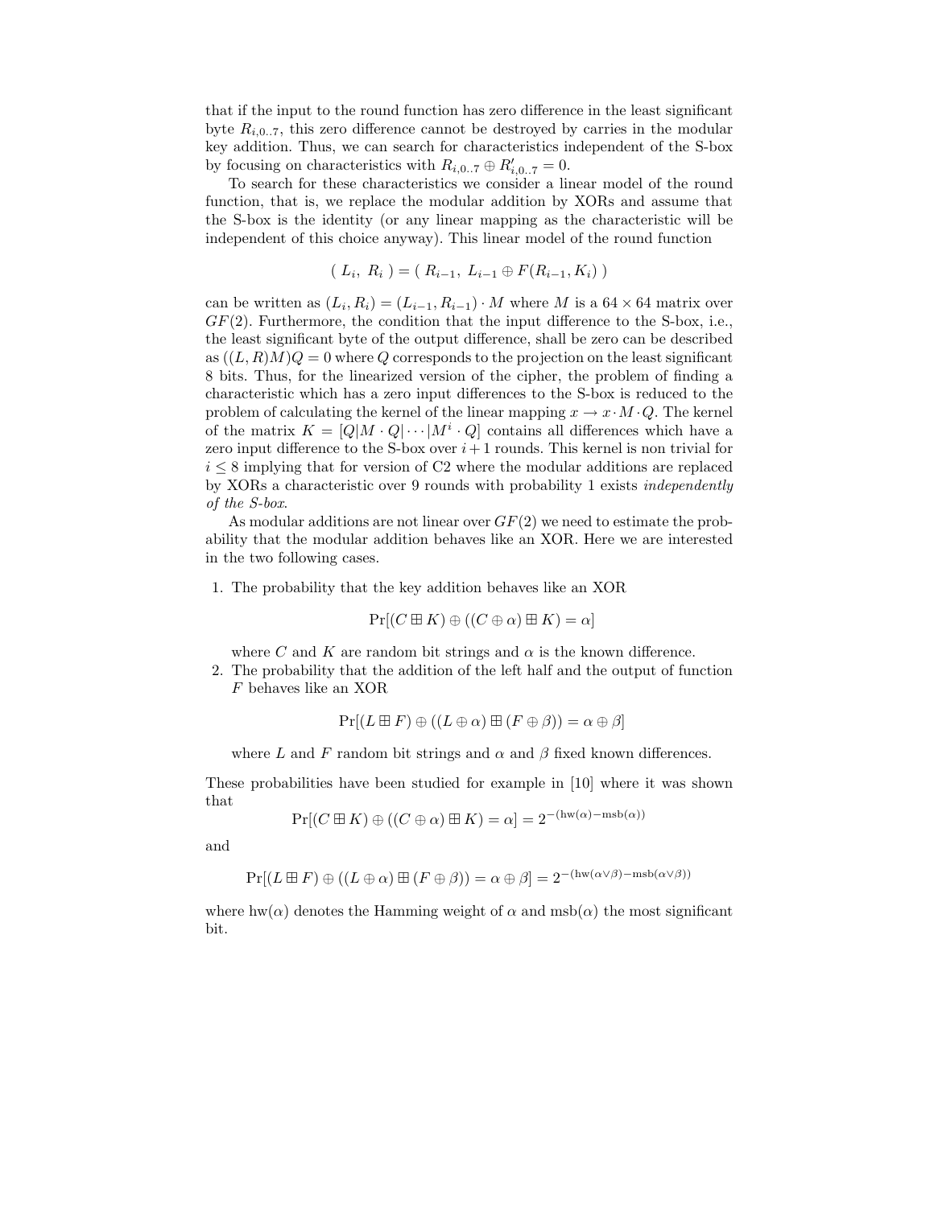that if the input to the round function has zero difference in the least significant byte $R_{i,0..7}$, this zero difference cannot be destroyed by carries in the modular key addition. Thus, we can search for characteristics independent of the S-box by focusing on characteristics with $R_{i,0..7} \oplus R'_{i,0..7} = 0$.

To search for these characteristics we consider a linear model of the round function, that is, we replace the modular addition by XORs and assume that the S-box is the identity (or any linear mapping as the characteristic will be independent of this choice anyway). This linear model of the round function

$$( L_i, R_i ) = ( R_{i-1}, L_{i-1} \oplus F(R_{i-1}, K_i) )$$

can be written as $(L_i, R_i) = (L_{i-1}, R_{i-1}) \cdot M$ where $M$ is a $64 \times 64$ matrix over $GF(2)$. Furthermore, the condition that the input difference to the S-box, i.e., the least significant byte of the output difference, shall be zero can be described as $((L, R)M)Q = 0$ where $Q$ corresponds to the projection on the least significant 8 bits. Thus, for the linearized version of the cipher, the problem of finding a characteristic which has a zero input differences to the S-box is reduced to the problem of calculating the kernel of the linear mapping $x \to x \cdot M \cdot Q$. The kernel of the matrix $K = [Q|M \cdot Q| \cdots |M^i \cdot Q]$ contains all differences which have a zero input difference to the S-box over $i+1$ rounds. This kernel is non trivial for $i \leq 8$ implying that for version of C2 where the modular additions are replaced by XORs a characteristic over 9 rounds with probability 1 exists *independently of the S-box*.

As modular additions are not linear over $GF(2)$ we need to estimate the probability that the modular addition behaves like an XOR. Here we are interested in the two following cases.

1. The probability that the key addition behaves like an XOR

$$\Pr[(C \boxplus K) \oplus ((C \oplus \alpha) \boxplus K) = \alpha]$$

   where $C$ and $K$ are random bit strings and $\alpha$ is the known difference.

2. The probability that the addition of the left half and the output of function $F$ behaves like an XOR

$$\Pr[(L \boxplus F) \oplus ((L \oplus \alpha) \boxplus (F \oplus \beta)) = \alpha \oplus \beta]$$

   where $L$ and $F$ random bit strings and $\alpha$ and $\beta$ fixed known differences.

These probabilities have been studied for example in [10] where it was shown that

$$\Pr[(C \boxplus K) \oplus ((C \oplus \alpha) \boxplus K) = \alpha] = 2^{-(\text{hw}(\alpha) - \text{msb}(\alpha))}$$

and

$$\Pr[(L \boxplus F) \oplus ((L \oplus \alpha) \boxplus (F \oplus \beta)) = \alpha \oplus \beta] = 2^{-(\text{hw}(\alpha \vee \beta) - \text{msb}(\alpha \vee \beta))}$$

where $\text{hw}(\alpha)$ denotes the Hamming weight of $\alpha$ and $\text{msb}(\alpha)$ the most significant bit.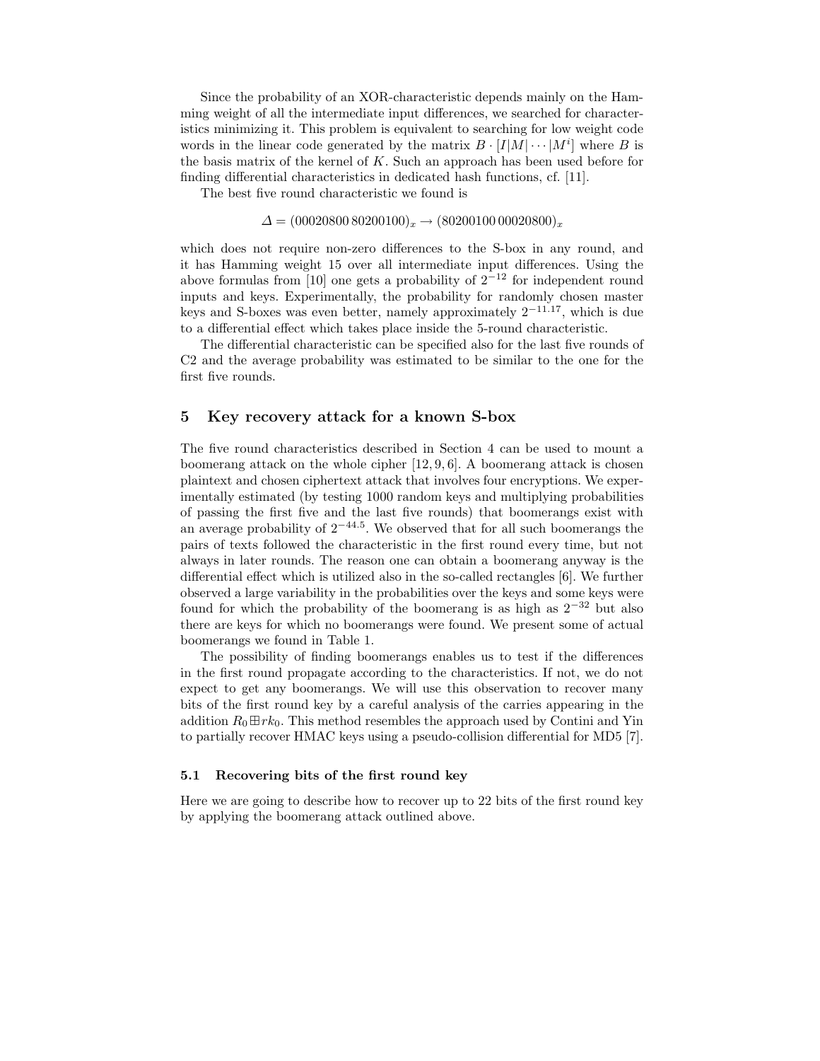Since the probability of an XOR-characteristic depends mainly on the Hamming weight of all the intermediate input differences, we searched for characteristics minimizing it. This problem is equivalent to searching for low weight code words in the linear code generated by the matrix $B \cdot [I|M|\cdots|M^i]$ where $B$ is the basis matrix of the kernel of $K$. Such an approach has been used before for finding differential characteristics in dedicated hash functions, cf. [11].

The best five round characteristic we found is

$$\Delta = (00020800\,80200100)_x \rightarrow (80200100\,00020800)_x$$

which does not require non-zero differences to the S-box in any round, and it has Hamming weight 15 over all intermediate input differences. Using the above formulas from [10] one gets a probability of $2^{-12}$ for independent round inputs and keys. Experimentally, the probability for randomly chosen master keys and S-boxes was even better, namely approximately $2^{-11.17}$, which is due to a differential effect which takes place inside the 5-round characteristic.

The differential characteristic can be specified also for the last five rounds of C2 and the average probability was estimated to be similar to the one for the first five rounds.

## 5 Key recovery attack for a known S-box

The five round characteristics described in Section 4 can be used to mount a boomerang attack on the whole cipher [12, 9, 6]. A boomerang attack is chosen plaintext and chosen ciphertext attack that involves four encryptions. We experimentally estimated (by testing 1000 random keys and multiplying probabilities of passing the first five and the last five rounds) that boomerangs exist with an average probability of $2^{-44.5}$. We observed that for all such boomerangs the pairs of texts followed the characteristic in the first round every time, but not always in later rounds. The reason one can obtain a boomerang anyway is the differential effect which is utilized also in the so-called rectangles [6]. We further observed a large variability in the probabilities over the keys and some keys were found for which the probability of the boomerang is as high as $2^{-32}$ but also there are keys for which no boomerangs were found. We present some of actual boomerangs we found in Table 1.

The possibility of finding boomerangs enables us to test if the differences in the first round propagate according to the characteristics. If not, we do not expect to get any boomerangs. We will use this observation to recover many bits of the first round key by a careful analysis of the carries appearing in the addition $R_0 \boxplus rk_0$. This method resembles the approach used by Contini and Yin to partially recover HMAC keys using a pseudo-collision differential for MD5 [7].

### 5.1 Recovering bits of the first round key

Here we are going to describe how to recover up to 22 bits of the first round key by applying the boomerang attack outlined above.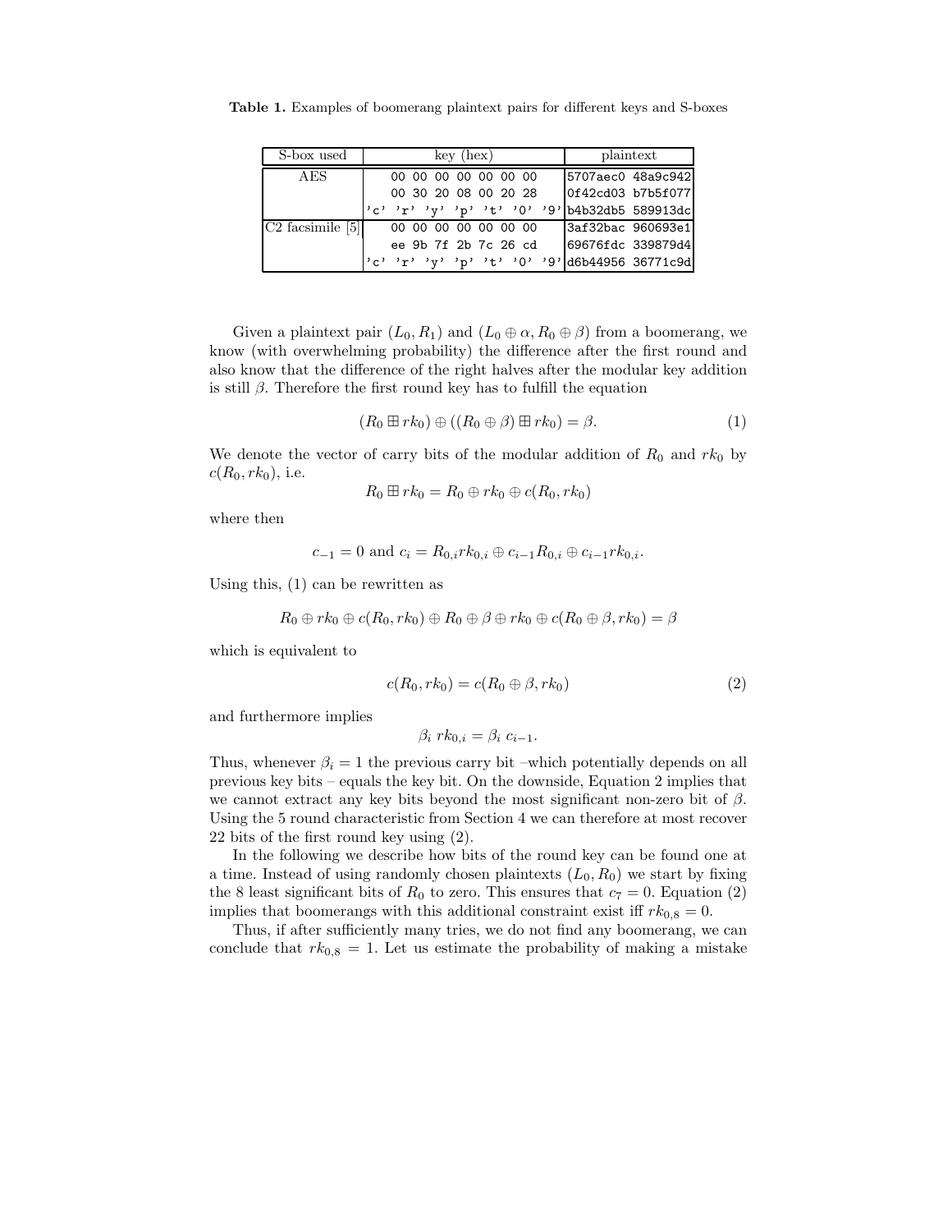**Table 1.** Examples of boomerang plaintext pairs for different keys and S-boxes

| S-box used | key (hex) | plaintext |
|---|---|---|
| AES | 00 00 00 00 00 00 00 | 5707aec0 48a9c942 |
| | 00 30 20 08 00 20 28 | 0f42cd03 b7b5f077 |
| | 'c' 'r' 'y' 'p' 't' '0' '9' | b4b32db5 589913dc |
| C2 facsimile [5] | 00 00 00 00 00 00 00 | 3af32bac 960693e1 |
| | ee 9b 7f 2b 7c 26 cd | 69676fdc 339879d4 |
| | 'c' 'r' 'y' 'p' 't' '0' '9' | d6b44956 36771c9d |

Given a plaintext pair $(L_0, R_1)$ and $(L_0 \oplus \alpha, R_0 \oplus \beta)$ from a boomerang, we know (with overwhelming probability) the difference after the first round and also know that the difference of the right halves after the modular key addition is still $\beta$. Therefore the first round key has to fulfill the equation

$$(R_0 \boxplus rk_0) \oplus ((R_0 \oplus \beta) \boxplus rk_0) = \beta. \tag{1}$$

We denote the vector of carry bits of the modular addition of $R_0$ and $rk_0$ by $c(R_0, rk_0)$, i.e.

$$R_0 \boxplus rk_0 = R_0 \oplus rk_0 \oplus c(R_0, rk_0)$$

where then

$$c_{-1} = 0 \text{ and } c_i = R_{0,i} rk_{0,i} \oplus c_{i-1} R_{0,i} \oplus c_{i-1} rk_{0,i}.$$

Using this, (1) can be rewritten as

$$R_0 \oplus rk_0 \oplus c(R_0, rk_0) \oplus R_0 \oplus \beta \oplus rk_0 \oplus c(R_0 \oplus \beta, rk_0) = \beta$$

which is equivalent to

$$c(R_0, rk_0) = c(R_0 \oplus \beta, rk_0) \tag{2}$$

and furthermore implies

$$\beta_i \; rk_{0,i} = \beta_i \; c_{i-1}.$$

Thus, whenever $\beta_i = 1$ the previous carry bit –which potentially depends on all previous key bits – equals the key bit. On the downside, Equation 2 implies that we cannot extract any key bits beyond the most significant non-zero bit of $\beta$. Using the 5 round characteristic from Section 4 we can therefore at most recover 22 bits of the first round key using (2).

In the following we describe how bits of the round key can be found one at a time. Instead of using randomly chosen plaintexts $(L_0, R_0)$ we start by fixing the 8 least significant bits of $R_0$ to zero. This ensures that $c_7 = 0$. Equation (2) implies that boomerangs with this additional constraint exist iff $rk_{0,8} = 0$.

Thus, if after sufficiently many tries, we do not find any boomerang, we can conclude that $rk_{0,8} = 1$. Let us estimate the probability of making a mistake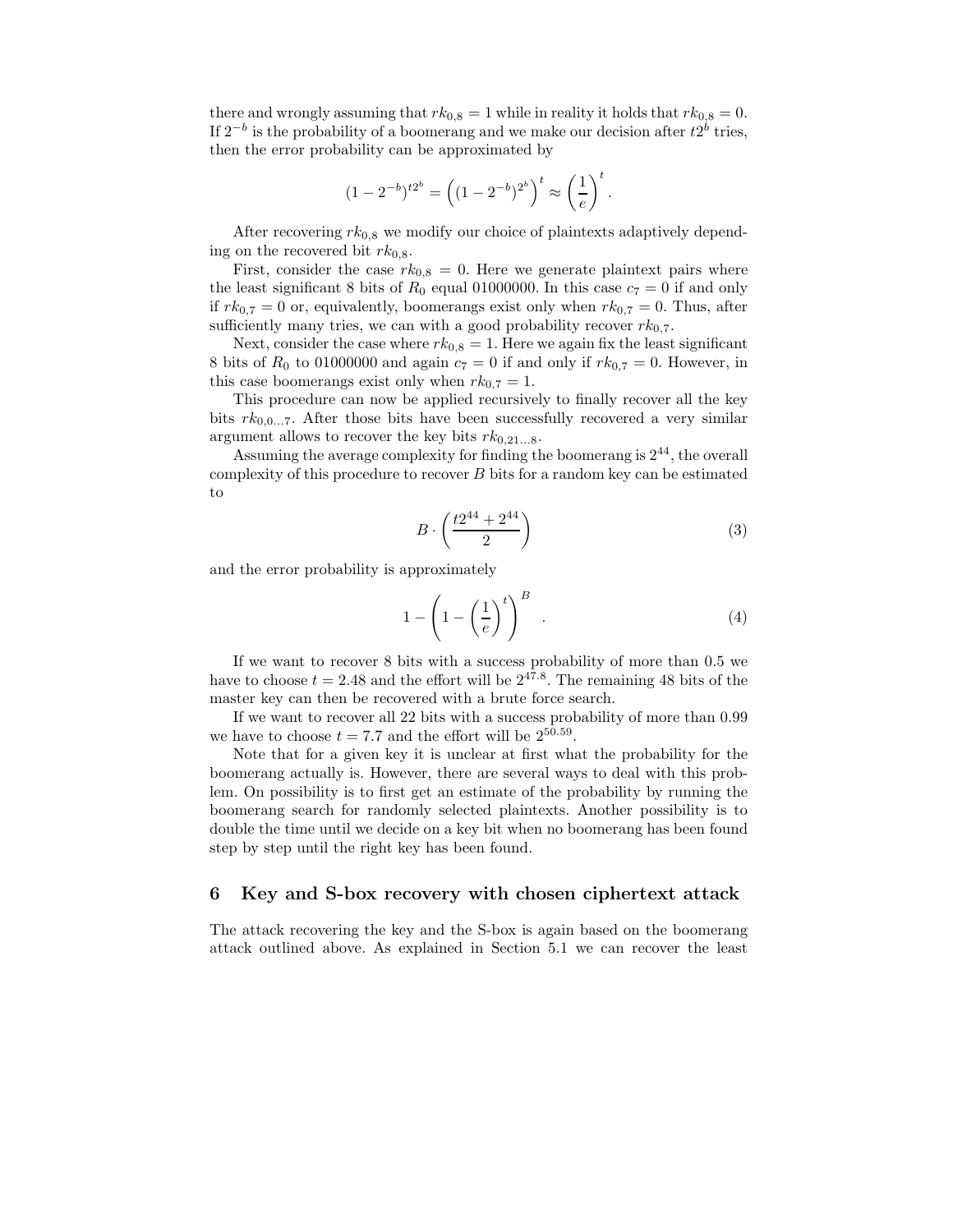there and wrongly assuming that $rk_{0,8} = 1$ while in reality it holds that $rk_{0,8} = 0$. If $2^{-b}$ is the probability of a boomerang and we make our decision after $t2^b$ tries, then the error probability can be approximated by

$$(1 - 2^{-b})^{t2^b} = \left((1 - 2^{-b})^{2^b}\right)^t \approx \left(\frac{1}{e}\right)^t .$$

After recovering $rk_{0,8}$ we modify our choice of plaintexts adaptively depending on the recovered bit $rk_{0,8}$.

First, consider the case $rk_{0,8} = 0$. Here we generate plaintext pairs where the least significant 8 bits of $R_0$ equal 01000000. In this case $c_7 = 0$ if and only if $rk_{0,7} = 0$ or, equivalently, boomerangs exist only when $rk_{0,7} = 0$. Thus, after sufficiently many tries, we can with a good probability recover $rk_{0,7}$.

Next, consider the case where $rk_{0,8} = 1$. Here we again fix the least significant 8 bits of $R_0$ to 01000000 and again $c_7 = 0$ if and only if $rk_{0,7} = 0$. However, in this case boomerangs exist only when $rk_{0,7} = 1$.

This procedure can now be applied recursively to finally recover all the key bits $rk_{0,0...7}$. After those bits have been successfully recovered a very similar argument allows to recover the key bits $rk_{0,21...8}$.

Assuming the average complexity for finding the boomerang is $2^{44}$, the overall complexity of this procedure to recover $B$ bits for a random key can be estimated to

$$B \cdot \left(\frac{t2^{44} + 2^{44}}{2}\right) \tag{3}$$

and the error probability is approximately

$$1 - \left(1 - \left(\frac{1}{e}\right)^t\right)^B . \tag{4}$$

If we want to recover 8 bits with a success probability of more than 0.5 we have to choose $t = 2.48$ and the effort will be $2^{47.8}$. The remaining 48 bits of the master key can then be recovered with a brute force search.

If we want to recover all 22 bits with a success probability of more than 0.99 we have to choose $t = 7.7$ and the effort will be $2^{50.59}$.

Note that for a given key it is unclear at first what the probability for the boomerang actually is. However, there are several ways to deal with this problem. On possibility is to first get an estimate of the probability by running the boomerang search for randomly selected plaintexts. Another possibility is to double the time until we decide on a key bit when no boomerang has been found step by step until the right key has been found.

## 6 Key and S-box recovery with chosen ciphertext attack

The attack recovering the key and the S-box is again based on the boomerang attack outlined above. As explained in Section 5.1 we can recover the least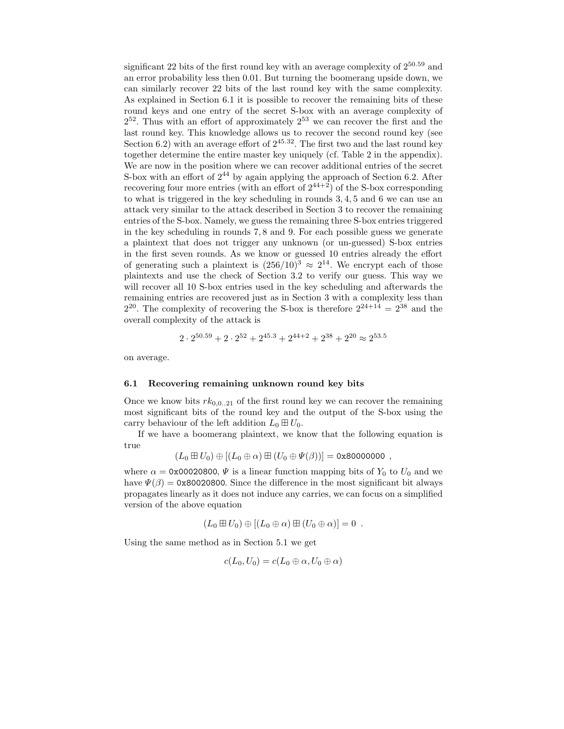significant 22 bits of the first round key with an average complexity of $2^{50.59}$ and an error probability less then 0.01. But turning the boomerang upside down, we can similarly recover 22 bits of the last round key with the same complexity. As explained in Section 6.1 it is possible to recover the remaining bits of these round keys and one entry of the secret S-box with an average complexity of $2^{52}$. Thus with an effort of approximately $2^{53}$ we can recover the first and the last round key. This knowledge allows us to recover the second round key (see Section 6.2) with an average effort of $2^{45.32}$. The first two and the last round key together determine the entire master key uniquely (cf. Table 2 in the appendix). We are now in the position where we can recover additional entries of the secret S-box with an effort of $2^{44}$ by again applying the approach of Section 6.2. After recovering four more entries (with an effort of $2^{44+2}$) of the S-box corresponding to what is triggered in the key scheduling in rounds $3, 4, 5$ and $6$ we can use an attack very similar to the attack described in Section 3 to recover the remaining entries of the S-box. Namely, we guess the remaining three S-box entries triggered in the key scheduling in rounds $7, 8$ and $9$. For each possible guess we generate a plaintext that does not trigger any unknown (or un-guessed) S-box entries in the first seven rounds. As we know or guessed 10 entries already the effort of generating such a plaintext is $(256/10)^3 \approx 2^{14}$. We encrypt each of those plaintexts and use the check of Section 3.2 to verify our guess. This way we will recover all 10 S-box entries used in the key scheduling and afterwards the remaining entries are recovered just as in Section 3 with a complexity less than $2^{20}$. The complexity of recovering the S-box is therefore $2^{24+14} = 2^{38}$ and the overall complexity of the attack is

$$2 \cdot 2^{50.59} + 2 \cdot 2^{52} + 2^{45.3} + 2^{44+2} + 2^{38} + 2^{20} \approx 2^{53.5}$$

on average.

### 6.1 Recovering remaining unknown round key bits

Once we know bits $rk_{0,0..21}$ of the first round key we can recover the remaining most significant bits of the round key and the output of the S-box using the carry behaviour of the left addition $L_0 \boxplus U_0$.

If we have a boomerang plaintext, we know that the following equation is true

$$(L_0 \boxplus U_0) \oplus [(L_0 \oplus \alpha) \boxplus (U_0 \oplus \Psi(\beta))] = \texttt{0x80000000} \ ,$$

where $\alpha = \texttt{0x00020800}$, $\Psi$ is a linear function mapping bits of $Y_0$ to $U_0$ and we have $\Psi(\beta) = \texttt{0x80020800}$. Since the difference in the most significant bit always propagates linearly as it does not induce any carries, we can focus on a simplified version of the above equation

$$(L_0 \boxplus U_0) \oplus [(L_0 \oplus \alpha) \boxplus (U_0 \oplus \alpha)] = 0 \ .$$

Using the same method as in Section 5.1 we get

$$c(L_0, U_0) = c(L_0 \oplus \alpha, U_0 \oplus \alpha)$$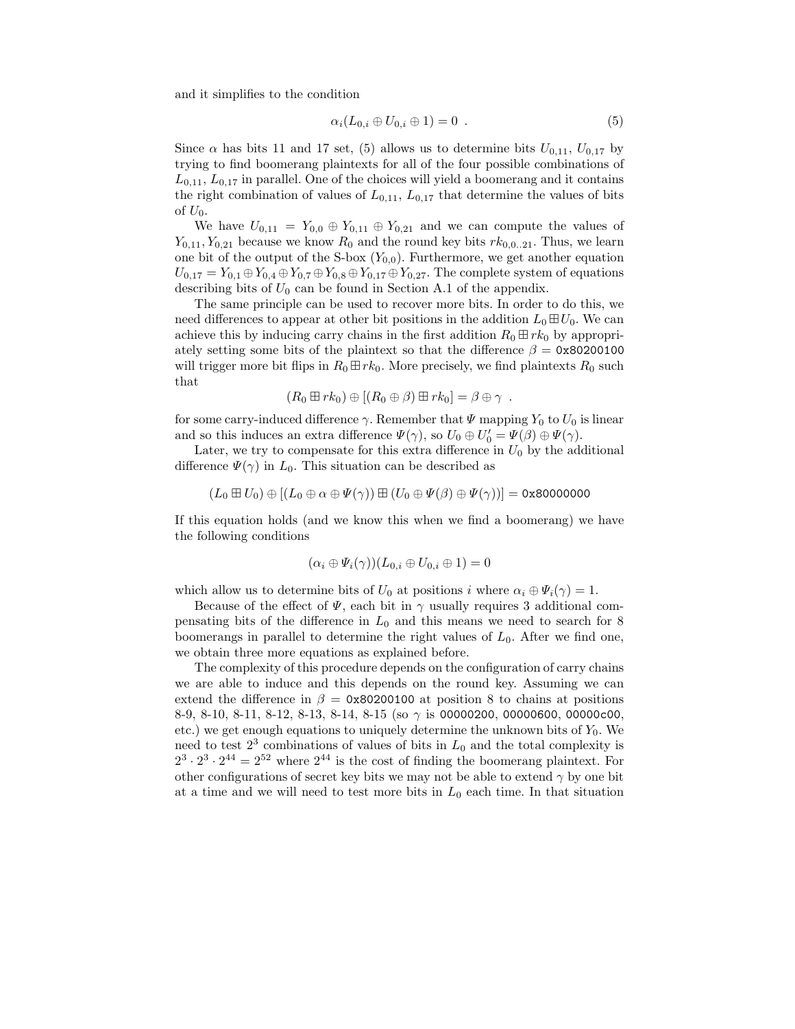and it simplifies to the condition

$$\alpha_i(L_{0,i} \oplus U_{0,i} \oplus 1) = 0 \ . \tag{5}$$

Since $\alpha$ has bits 11 and 17 set, (5) allows us to determine bits $U_{0,11}$, $U_{0,17}$ by trying to find boomerang plaintexts for all of the four possible combinations of $L_{0,11}$, $L_{0,17}$ in parallel. One of the choices will yield a boomerang and it contains the right combination of values of $L_{0,11}$, $L_{0,17}$ that determine the values of bits of $U_0$.

We have $U_{0,11} = Y_{0,0} \oplus Y_{0,11} \oplus Y_{0,21}$ and we can compute the values of $Y_{0,11}, Y_{0,21}$ because we know $R_0$ and the round key bits $rk_{0,0..21}$. Thus, we learn one bit of the output of the S-box ($Y_{0,0}$). Furthermore, we get another equation $U_{0,17} = Y_{0,1} \oplus Y_{0,4} \oplus Y_{0,7} \oplus Y_{0,8} \oplus Y_{0,17} \oplus Y_{0,27}$. The complete system of equations describing bits of $U_0$ can be found in Section A.1 of the appendix.

The same principle can be used to recover more bits. In order to do this, we need differences to appear at other bit positions in the addition $L_0 \boxplus U_0$. We can achieve this by inducing carry chains in the first addition $R_0 \boxplus rk_0$ by appropriately setting some bits of the plaintext so that the difference $\beta = \texttt{0x80200100}$ will trigger more bit flips in $R_0 \boxplus rk_0$. More precisely, we find plaintexts $R_0$ such that

$$(R_0 \boxplus rk_0) \oplus [(R_0 \oplus \beta) \boxplus rk_0] = \beta \oplus \gamma \ .$$

for some carry-induced difference $\gamma$. Remember that $\Psi$ mapping $Y_0$ to $U_0$ is linear and so this induces an extra difference $\Psi(\gamma)$, so $U_0 \oplus U_0' = \Psi(\beta) \oplus \Psi(\gamma)$.

Later, we try to compensate for this extra difference in $U_0$ by the additional difference $\Psi(\gamma)$ in $L_0$. This situation can be described as

$$(L_0 \boxplus U_0) \oplus [(L_0 \oplus \alpha \oplus \Psi(\gamma)) \boxplus (U_0 \oplus \Psi(\beta) \oplus \Psi(\gamma))] = \texttt{0x80000000}$$

If this equation holds (and we know this when we find a boomerang) we have the following conditions

$$(\alpha_i \oplus \Psi_i(\gamma))(L_{0,i} \oplus U_{0,i} \oplus 1) = 0$$

which allow us to determine bits of $U_0$ at positions $i$ where $\alpha_i \oplus \Psi_i(\gamma) = 1$.

Because of the effect of $\Psi$, each bit in $\gamma$ usually requires 3 additional compensating bits of the difference in $L_0$ and this means we need to search for 8 boomerangs in parallel to determine the right values of $L_0$. After we find one, we obtain three more equations as explained before.

The complexity of this procedure depends on the configuration of carry chains we are able to induce and this depends on the round key. Assuming we can extend the difference in $\beta = \texttt{0x80200100}$ at position 8 to chains at positions 8-9, 8-10, 8-11, 8-12, 8-13, 8-14, 8-15 (so $\gamma$ is `00000200`, `00000600`, `00000c00`, etc.) we get enough equations to uniquely determine the unknown bits of $Y_0$. We need to test $2^3$ combinations of values of bits in $L_0$ and the total complexity is $2^3 \cdot 2^3 \cdot 2^{44} = 2^{52}$ where $2^{44}$ is the cost of finding the boomerang plaintext. For other configurations of secret key bits we may not be able to extend $\gamma$ by one bit at a time and we will need to test more bits in $L_0$ each time. In that situation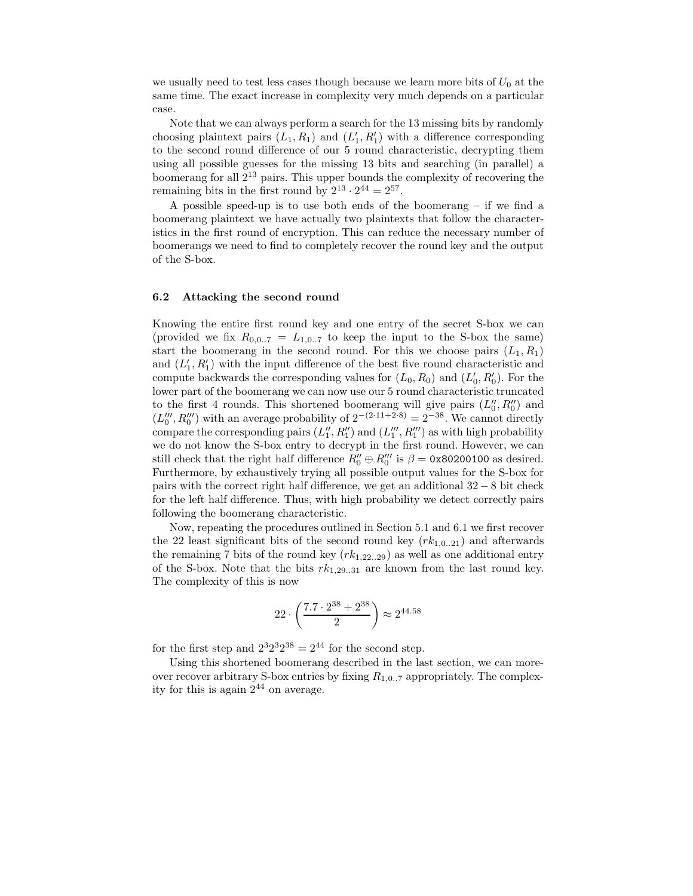we usually need to test less cases though because we learn more bits of $U_0$ at the same time. The exact increase in complexity very much depends on a particular case.

Note that we can always perform a search for the 13 missing bits by randomly choosing plaintext pairs $(L_1, R_1)$ and $(L'_1, R'_1)$ with a difference corresponding to the second round difference of our 5 round characteristic, decrypting them using all possible guesses for the missing 13 bits and searching (in parallel) a boomerang for all $2^{13}$ pairs. This upper bounds the complexity of recovering the remaining bits in the first round by $2^{13} \cdot 2^{44} = 2^{57}$.

A possible speed-up is to use both ends of the boomerang – if we find a boomerang plaintext we have actually two plaintexts that follow the characteristics in the first round of encryption. This can reduce the necessary number of boomerangs we need to find to completely recover the round key and the output of the S-box.

### 6.2 Attacking the second round

Knowing the entire first round key and one entry of the secret S-box we can (provided we fix $R_{0,0..7} = L_{1,0..7}$ to keep the input to the S-box the same) start the boomerang in the second round. For this we choose pairs $(L_1, R_1)$ and $(L'_1, R'_1)$ with the input difference of the best five round characteristic and compute backwards the corresponding values for $(L_0, R_0)$ and $(L'_0, R'_0)$. For the lower part of the boomerang we can now use our 5 round characteristic truncated to the first 4 rounds. This shortened boomerang will give pairs $(L''_0, R''_0)$ and $(L'''_0, R'''_0)$ with an average probability of $2^{-(2 \cdot 11 + 2 \cdot 8)} = 2^{-38}$. We cannot directly compare the corresponding pairs $(L''_1, R''_1)$ and $(L'''_1, R'''_1)$ as with high probability we do not know the S-box entry to decrypt in the first round. However, we can still check that the right half difference $R''_0 \oplus R'''_0$ is $\beta = \texttt{0x80200100}$ as desired. Furthermore, by exhaustively trying all possible output values for the S-box for pairs with the correct right half difference, we get an additional $32 - 8$ bit check for the left half difference. Thus, with high probability we detect correctly pairs following the boomerang characteristic.

Now, repeating the procedures outlined in Section 5.1 and 6.1 we first recover the 22 least significant bits of the second round key $(rk_{1,0..21})$ and afterwards the remaining 7 bits of the round key $(rk_{1,22..29})$ as well as one additional entry of the S-box. Note that the bits $rk_{1,29..31}$ are known from the last round key. The complexity of this is now

$$22 \cdot \left( \frac{7.7 \cdot 2^{38} + 2^{38}}{2} \right) \approx 2^{44.58}$$

for the first step and $2^3 2^3 2^{38} = 2^{44}$ for the second step.

Using this shortened boomerang described in the last section, we can moreover recover arbitrary S-box entries by fixing $R_{1,0..7}$ appropriately. The complexity for this is again $2^{44}$ on average.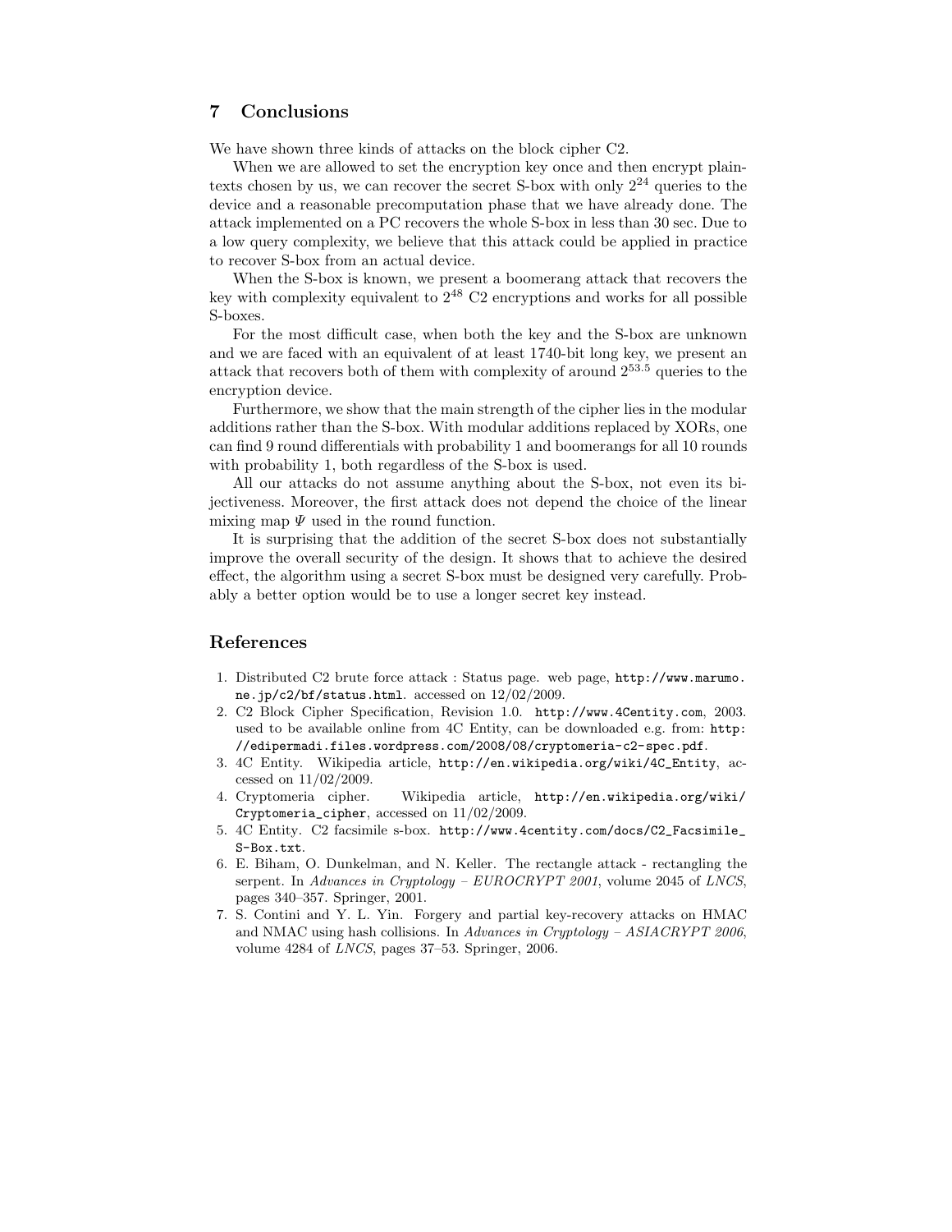## 7 Conclusions

We have shown three kinds of attacks on the block cipher C2.

When we are allowed to set the encryption key once and then encrypt plaintexts chosen by us, we can recover the secret S-box with only $2^{24}$ queries to the device and a reasonable precomputation phase that we have already done. The attack implemented on a PC recovers the whole S-box in less than 30 sec. Due to a low query complexity, we believe that this attack could be applied in practice to recover S-box from an actual device.

When the S-box is known, we present a boomerang attack that recovers the key with complexity equivalent to $2^{48}$ C2 encryptions and works for all possible S-boxes.

For the most difficult case, when both the key and the S-box are unknown and we are faced with an equivalent of at least 1740-bit long key, we present an attack that recovers both of them with complexity of around $2^{53.5}$ queries to the encryption device.

Furthermore, we show that the main strength of the cipher lies in the modular additions rather than the S-box. With modular additions replaced by XORs, one can find 9 round differentials with probability 1 and boomerangs for all 10 rounds with probability 1, both regardless of the S-box is used.

All our attacks do not assume anything about the S-box, not even its bijectiveness. Moreover, the first attack does not depend the choice of the linear mixing map $\Psi$ used in the round function.

It is surprising that the addition of the secret S-box does not substantially improve the overall security of the design. It shows that to achieve the desired effect, the algorithm using a secret S-box must be designed very carefully. Probably a better option would be to use a longer secret key instead.

## References

1. Distributed C2 brute force attack : Status page. web page, http://www.marumo.ne.jp/c2/bf/status.html. accessed on 12/02/2009.
2. C2 Block Cipher Specification, Revision 1.0. http://www.4Centity.com, 2003. used to be available online from 4C Entity, can be downloaded e.g. from: http://edipermadi.files.wordpress.com/2008/08/cryptomeria-c2-spec.pdf.
3. 4C Entity. Wikipedia article, http://en.wikipedia.org/wiki/4C_Entity, accessed on 11/02/2009.
4. Cryptomeria cipher. Wikipedia article, http://en.wikipedia.org/wiki/Cryptomeria_cipher, accessed on 11/02/2009.
5. 4C Entity. C2 facsimile s-box. http://www.4centity.com/docs/C2_Facsimile_S-Box.txt.
6. E. Biham, O. Dunkelman, and N. Keller. The rectangle attack - rectangling the serpent. In *Advances in Cryptology – EUROCRYPT 2001*, volume 2045 of *LNCS*, pages 340–357. Springer, 2001.
7. S. Contini and Y. L. Yin. Forgery and partial key-recovery attacks on HMAC and NMAC using hash collisions. In *Advances in Cryptology – ASIACRYPT 2006*, volume 4284 of *LNCS*, pages 37–53. Springer, 2006.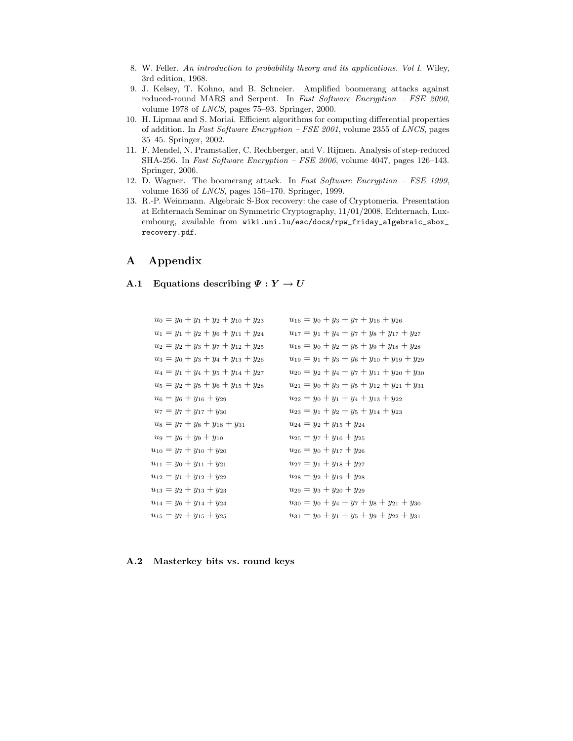8. W. Feller. *An introduction to probability theory and its applications. Vol I.* Wiley, 3rd edition, 1968.
9. J. Kelsey, T. Kohno, and B. Schneier. Amplified boomerang attacks against reduced-round MARS and Serpent. In *Fast Software Encryption – FSE 2000*, volume 1978 of *LNCS*, pages 75–93. Springer, 2000.
10. H. Lipmaa and S. Moriai. Efficient algorithms for computing differential properties of addition. In *Fast Software Encryption – FSE 2001*, volume 2355 of *LNCS*, pages 35–45. Springer, 2002.
11. F. Mendel, N. Pramstaller, C. Rechberger, and V. Rijmen. Analysis of step-reduced SHA-256. In *Fast Software Encryption – FSE 2006*, volume 4047, pages 126–143. Springer, 2006.
12. D. Wagner. The boomerang attack. In *Fast Software Encryption – FSE 1999*, volume 1636 of *LNCS*, pages 156–170. Springer, 1999.
13. R.-P. Weinmann. Algebraic S-Box recovery: the case of Cryptomeria. Presentation at Echternach Seminar on Symmetric Cryptography, 11/01/2008, Echternach, Luxembourg, available from `wiki.uni.lu/esc/docs/rpw_friday_algebraic_sbox_recovery.pdf`.

# A Appendix

### A.1 Equations describing $\Psi : Y \rightarrow U$

$$
\begin{aligned}
u_0 &= y_0 + y_1 + y_2 + y_{10} + y_{23} & u_{16} &= y_0 + y_3 + y_7 + y_{16} + y_{26} \\
u_1 &= y_1 + y_2 + y_6 + y_{11} + y_{24} & u_{17} &= y_1 + y_4 + y_7 + y_8 + y_{17} + y_{27} \\
u_2 &= y_2 + y_3 + y_7 + y_{12} + y_{25} & u_{18} &= y_0 + y_2 + y_5 + y_9 + y_{18} + y_{28} \\
u_3 &= y_0 + y_3 + y_4 + y_{13} + y_{26} & u_{19} &= y_1 + y_3 + y_6 + y_{10} + y_{19} + y_{29} \\
u_4 &= y_1 + y_4 + y_5 + y_{14} + y_{27} & u_{20} &= y_2 + y_4 + y_7 + y_{11} + y_{20} + y_{30} \\
u_5 &= y_2 + y_5 + y_6 + y_{15} + y_{28} & u_{21} &= y_0 + y_3 + y_5 + y_{12} + y_{21} + y_{31} \\
u_6 &= y_6 + y_{16} + y_{29} & u_{22} &= y_0 + y_1 + y_4 + y_{13} + y_{22} \\
u_7 &= y_7 + y_{17} + y_{30} & u_{23} &= y_1 + y_2 + y_5 + y_{14} + y_{23} \\
u_8 &= y_7 + y_8 + y_{18} + y_{31} & u_{24} &= y_2 + y_{15} + y_{24} \\
u_9 &= y_6 + y_9 + y_{19} & u_{25} &= y_7 + y_{16} + y_{25} \\
u_{10} &= y_7 + y_{10} + y_{20} & u_{26} &= y_0 + y_{17} + y_{26} \\
u_{11} &= y_0 + y_{11} + y_{21} & u_{27} &= y_1 + y_{18} + y_{27} \\
u_{12} &= y_1 + y_{12} + y_{22} & u_{28} &= y_2 + y_{19} + y_{28} \\
u_{13} &= y_2 + y_{13} + y_{23} & u_{29} &= y_3 + y_{20} + y_{29} \\
u_{14} &= y_6 + y_{14} + y_{24} & u_{30} &= y_0 + y_4 + y_7 + y_8 + y_{21} + y_{30} \\
u_{15} &= y_7 + y_{15} + y_{25} & u_{31} &= y_0 + y_1 + y_5 + y_9 + y_{22} + y_{31}
\end{aligned}
$$

### A.2 Masterkey bits vs. round keys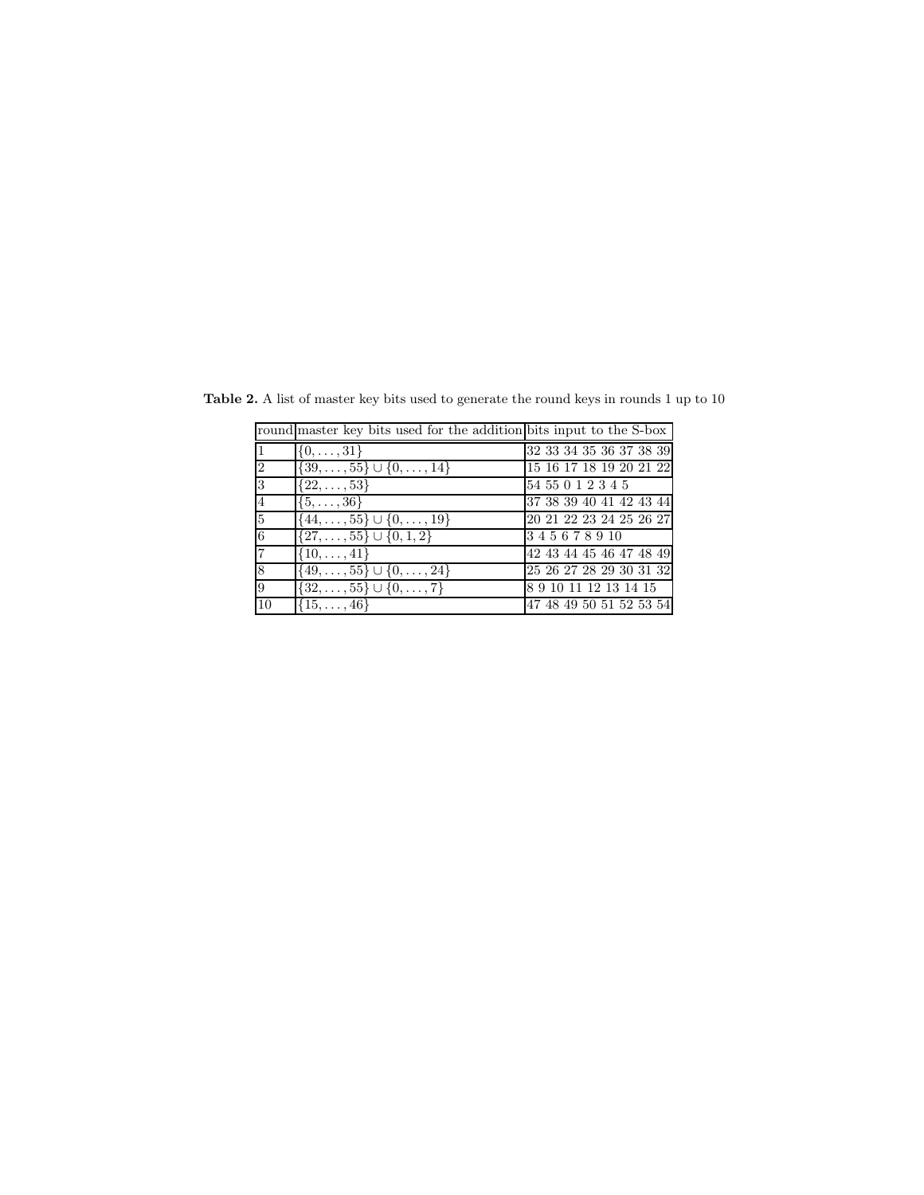**Table 2.** A list of master key bits used to generate the round keys in rounds 1 up to 10

| round | master key bits used for the addition | bits input to the S-box |
|---|---|---|
| 1 | $\{0, \ldots, 31\}$ | 32 33 34 35 36 37 38 39 |
| 2 | $\{39, \ldots, 55\} \cup \{0, \ldots, 14\}$ | 15 16 17 18 19 20 21 22 |
| 3 | $\{22, \ldots, 53\}$ | 54 55 0 1 2 3 4 5 |
| 4 | $\{5, \ldots, 36\}$ | 37 38 39 40 41 42 43 44 |
| 5 | $\{44, \ldots, 55\} \cup \{0, \ldots, 19\}$ | 20 21 22 23 24 25 26 27 |
| 6 | $\{27, \ldots, 55\} \cup \{0, 1, 2\}$ | 3 4 5 6 7 8 9 10 |
| 7 | $\{10, \ldots, 41\}$ | 42 43 44 45 46 47 48 49 |
| 8 | $\{49, \ldots, 55\} \cup \{0, \ldots, 24\}$ | 25 26 27 28 29 30 31 32 |
| 9 | $\{32, \ldots, 55\} \cup \{0, \ldots, 7\}$ | 8 9 10 11 12 13 14 15 |
| 10 | $\{15, \ldots, 46\}$ | 47 48 49 50 51 52 53 54 |